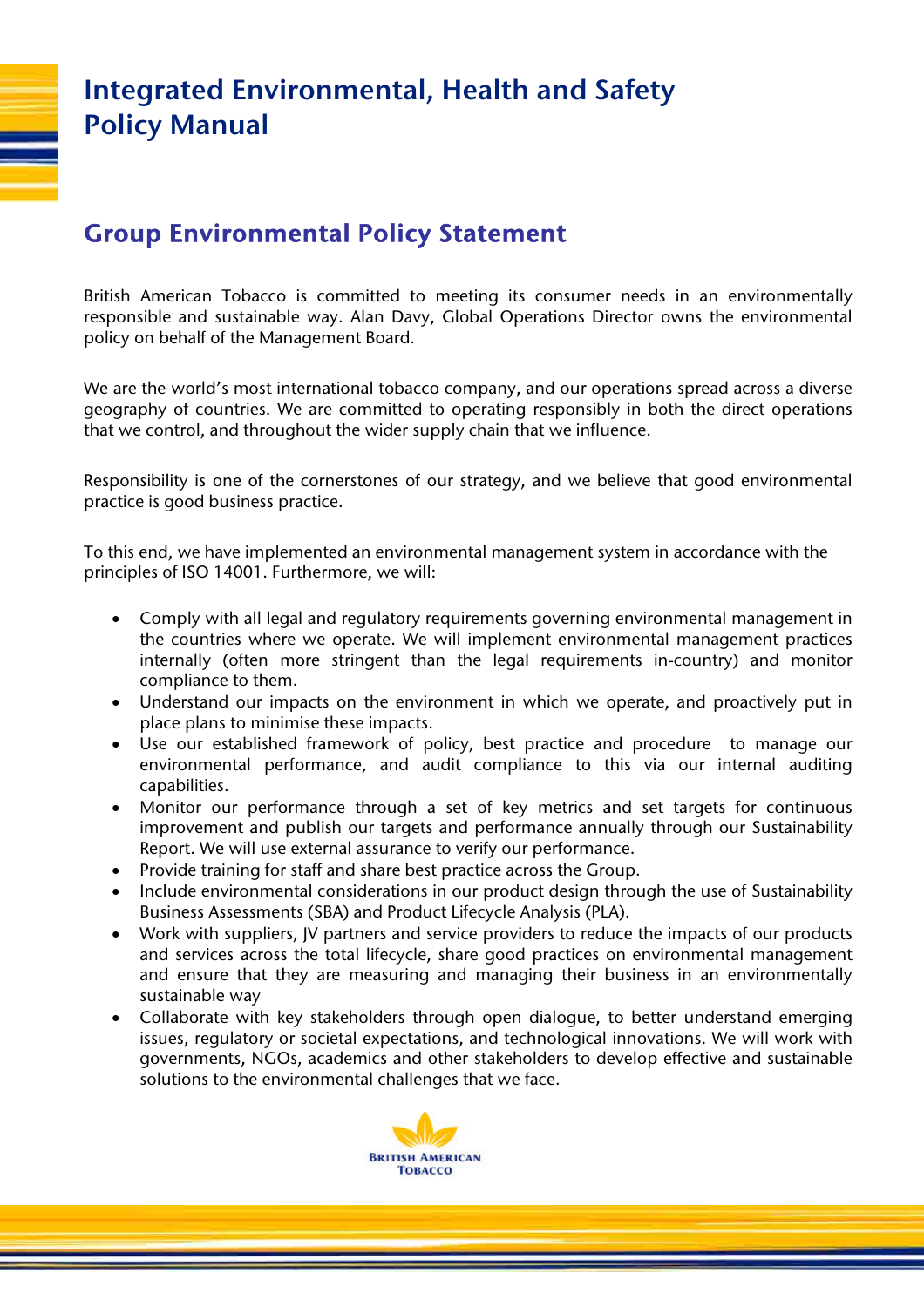# Integrated Environmental, Health and Safety Policy Manual

## Group Environmental Policy Statement

British American Tobacco is committed to meeting its consumer needs in an environmentally responsible and sustainable way. Alan Davy, Global Operations Director owns the environmental policy on behalf of the Management Board.

We are the world's most international tobacco company, and our operations spread across a diverse geography of countries. We are committed to operating responsibly in both the direct operations that we control, and throughout the wider supply chain that we influence.

Responsibility is one of the cornerstones of our strategy, and we believe that good environmental practice is good business practice.

To this end, we have implemented an environmental management system in accordance with the principles of ISO 14001. Furthermore, we will:

- Comply with all legal and regulatory requirements governing environmental management in the countries where we operate. We will implement environmental management practices internally (often more stringent than the legal requirements in-country) and monitor compliance to them.
- Understand our impacts on the environment in which we operate, and proactively put in place plans to minimise these impacts.
- Use our established framework of policy, best practice and procedure to manage our environmental performance, and audit compliance to this via our internal auditing capabilities.
- Monitor our performance through a set of key metrics and set targets for continuous improvement and publish our targets and performance annually through our Sustainability Report. We will use external assurance to verify our performance.
- Provide training for staff and share best practice across the Group.
- Include environmental considerations in our product design through the use of Sustainability Business Assessments (SBA) and Product Lifecycle Analysis (PLA).
- Work with suppliers, JV partners and service providers to reduce the impacts of our products and services across the total lifecycle, share good practices on environmental management and ensure that they are measuring and managing their business in an environmentally sustainable way
- Collaborate with key stakeholders through open dialogue, to better understand emerging issues, regulatory or societal expectations, and technological innovations. We will work with governments, NGOs, academics and other stakeholders to develop effective and sustainable solutions to the environmental challenges that we face.

British American Tobacco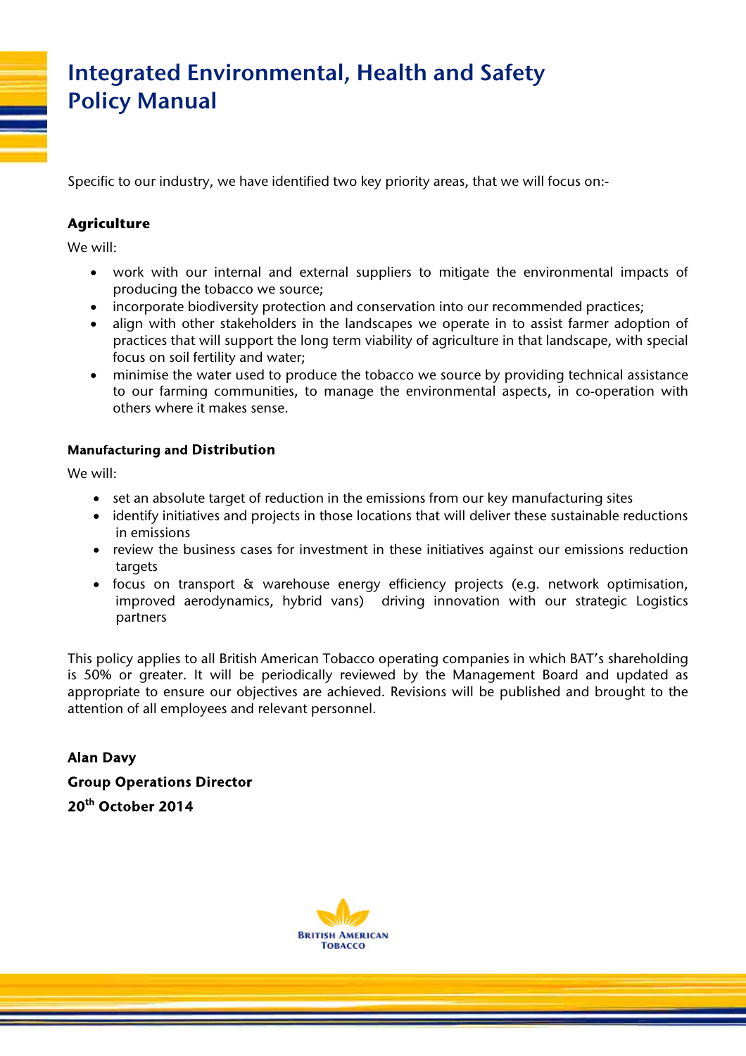# Integrated Environmental, Health and Safety Policy Manual

Specific to our industry, we have identified two key priority areas, that we will focus on:-

**Agriculture**

We will:

- work with our internal and external suppliers to mitigate the environmental impacts of producing the tobacco we source;
- incorporate biodiversity protection and conservation into our recommended practices;
- align with other stakeholders in the landscapes we operate in to assist farmer adoption of practices that will support the long term viability of agriculture in that landscape, with special focus on soil fertility and water;
- minimise the water used to produce the tobacco we source by providing technical assistance to our farming communities, to manage the environmental aspects, in co-operation with others where it makes sense.

**Manufacturing and Distribution**

We will:

- set an absolute target of reduction in the emissions from our key manufacturing sites
- identify initiatives and projects in those locations that will deliver these sustainable reductions in emissions
- review the business cases for investment in these initiatives against our emissions reduction targets
- focus on transport & warehouse energy efficiency projects (e.g. network optimisation, improved aerodynamics, hybrid vans) driving innovation with our strategic Logistics partners

This policy applies to all British American Tobacco operating companies in which BAT's shareholding is 50% or greater. It will be periodically reviewed by the Management Board and updated as appropriate to ensure our objectives are achieved. Revisions will be published and brought to the attention of all employees and relevant personnel.

**Alan Davy**

**Group Operations Director**

**20th October 2014**

British American Tobacco